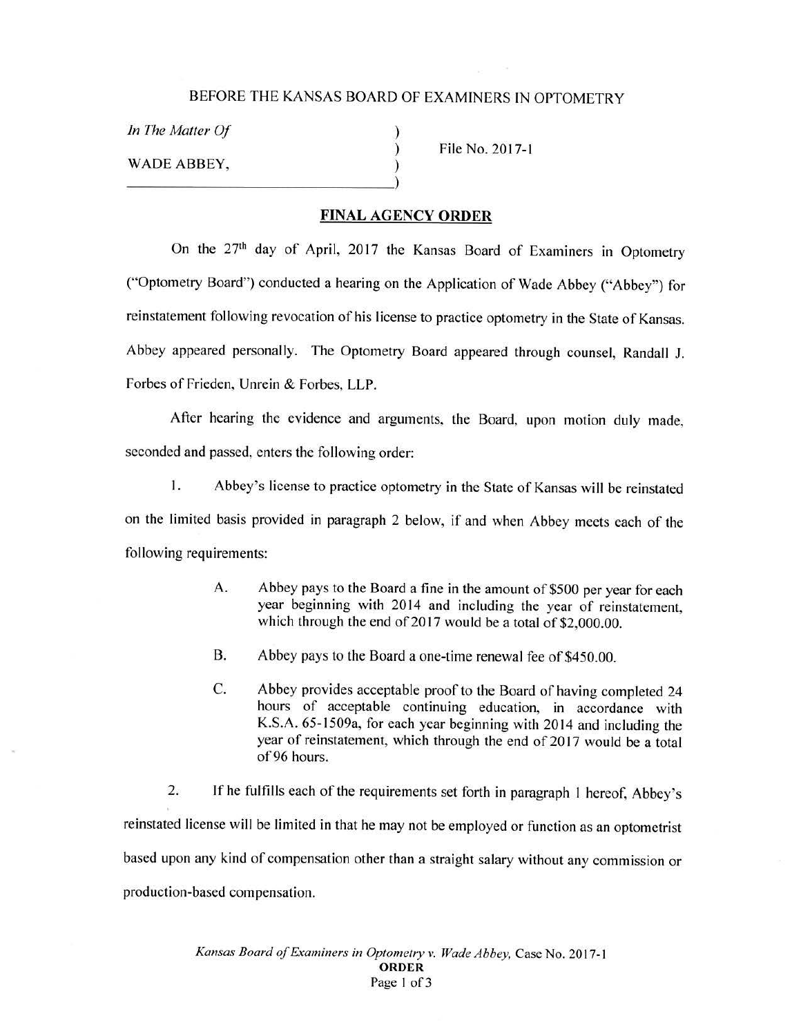BEFORE THE KANSAS BOARD OF EXAMINERS IN OPTOMETRY

*In The Matter Of*

WADE ABBEY,

File No. 2017-1

## **FINAL AGENCY ORDER**

On the 27th day of April, 2017 the Kansas Board of Examiners in Optometry ("Optometry Board") conducted a hearing on the Application of Wade Abbey ("Abbey") for reinstatement following revocation of his license to practice optometry in the State of Kansas. Abbey appeared personally. The Optometry Board appeared through counsel, Randall J. Forbes of Frieden, Unrein & Forbes, LLP.

After hearing the evidence and arguments, the Board, upon motion duly made, seconded and passed, enters the following order:

1. Abbey's license to practice optometry in the State of Kansas will be reinstated on the limited basis provided in paragraph 2 below, if and when Abbey meets each of the following requirements:

   A. Abbey pays to the Board a fine in the amount of $500 per year for each year beginning with 2014 and including the year of reinstatement, which through the end of 2017 would be a total of $2,000.00.

   B. Abbey pays to the Board a one-time renewal fee of $450.00.

   C. Abbey provides acceptable proof to the Board of having completed 24 hours of acceptable continuing education, in accordance with K.S.A. 65-1509a, for each year beginning with 2014 and including the year of reinstatement, which through the end of 2017 would be a total of 96 hours.

2. If he fulfills each of the requirements set forth in paragraph 1 hereof, Abbey's reinstated license will be limited in that he may not be employed or function as an optometrist based upon any kind of compensation other than a straight salary without any commission or production-based compensation.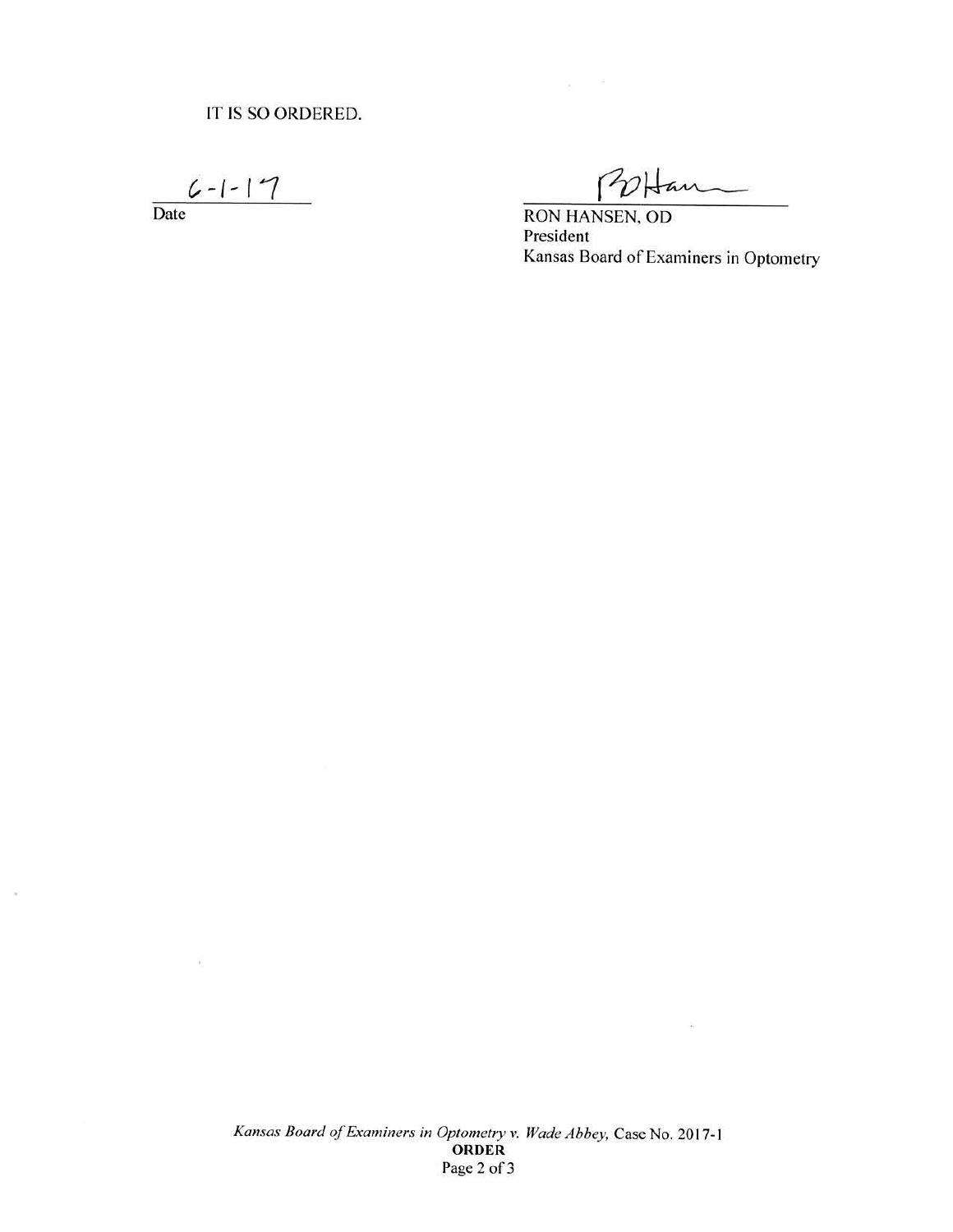IT IS SO ORDERED.

6-1-17

Date

RON HANSEN, OD
President
Kansas Board of Examiners in Optometry

*Kansas Board of Examiners in Optometry v. Wade Abbey*, Case No. 2017-1
**ORDER**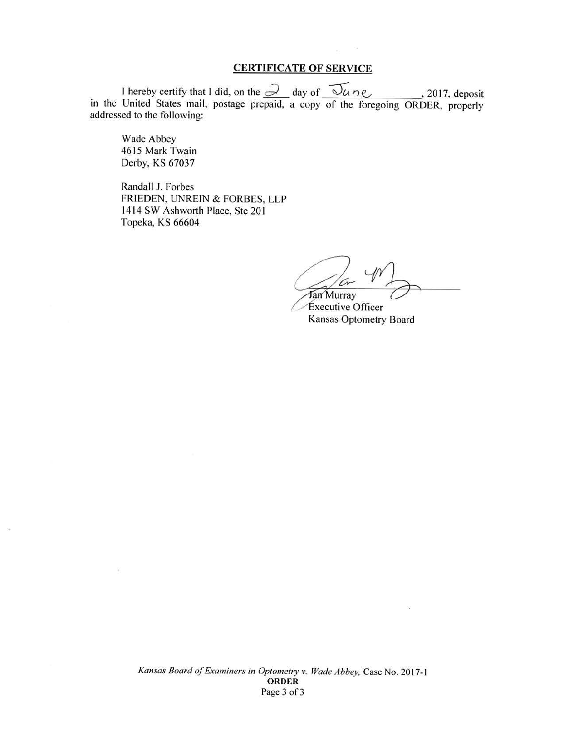## CERTIFICATE OF SERVICE

I hereby certify that I did, on the 2 day of June, 2017, deposit in the United States mail, postage prepaid, a copy of the foregoing ORDER, properly addressed to the following:

Wade Abbey
4615 Mark Twain
Derby, KS 67037

Randall J. Forbes
FRIEDEN, UNREIN & FORBES, LLP
1414 SW Ashworth Place, Ste 201
Topeka, KS 66604

Jan Murray
Executive Officer
Kansas Optometry Board

*Kansas Board of Examiners in Optometry v. Wade Abbey*, Case No. 2017-1
**ORDER**